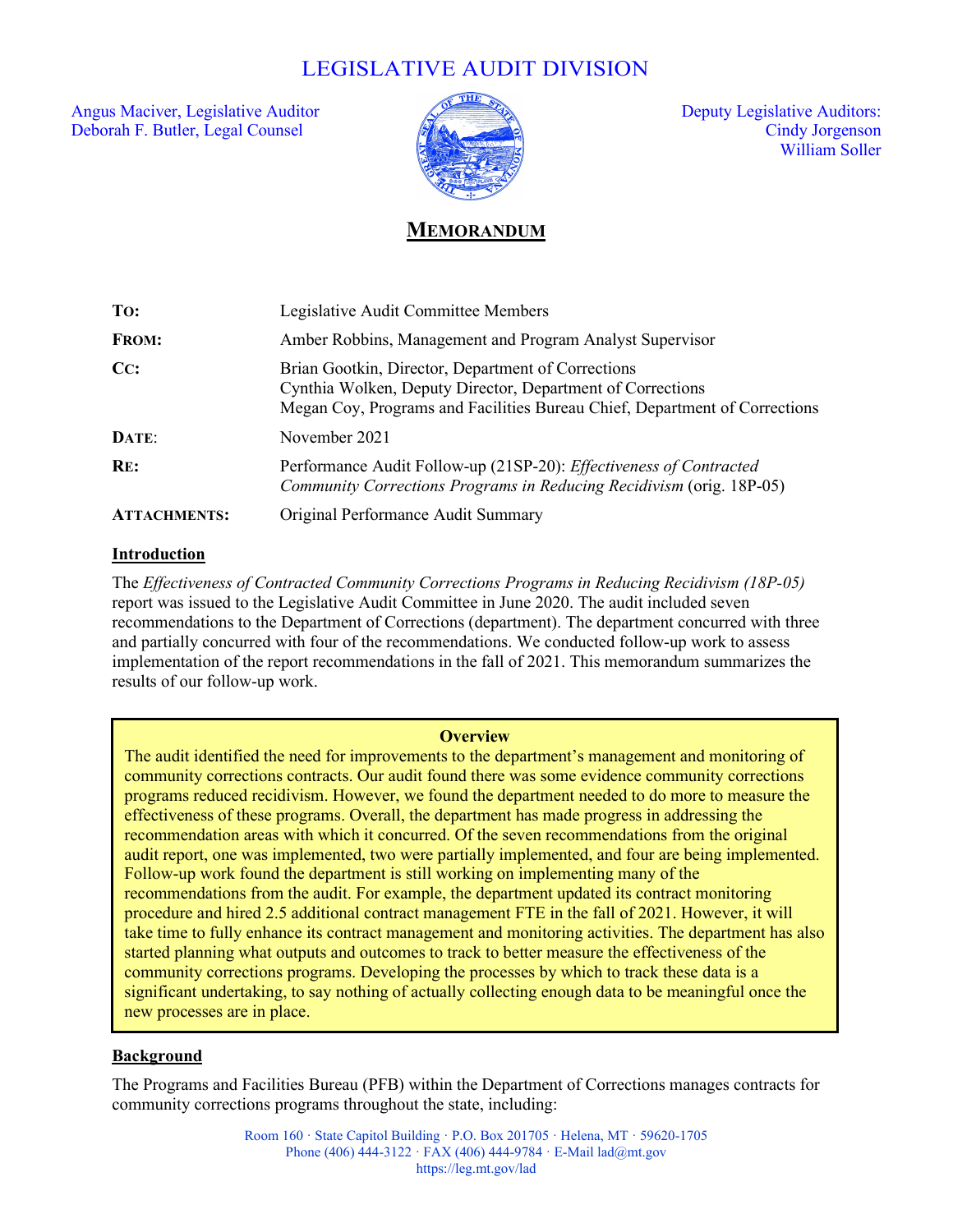# LEGISLATIVE AUDIT DIVISION

Angus Maciver, Legislative Auditor
Deborah F. Butler, Legal Counsel

Deputy Legislative Auditors:
Cindy Jorgenson
William Soller

## MEMORANDUM

| | |
|---|---|
| **TO:** | Legislative Audit Committee Members |
| **FROM:** | Amber Robbins, Management and Program Analyst Supervisor |
| **CC:** | Brian Gootkin, Director, Department of Corrections<br>Cynthia Wolken, Deputy Director, Department of Corrections<br>Megan Coy, Programs and Facilities Bureau Chief, Department of Corrections |
| **DATE:** | November 2021 |
| **RE:** | Performance Audit Follow-up (21SP-20): *Effectiveness of Contracted Community Corrections Programs in Reducing Recidivism* (orig. 18P-05) |
| **ATTACHMENTS:** | Original Performance Audit Summary |

### Introduction

The *Effectiveness of Contracted Community Corrections Programs in Reducing Recidivism (18P-05)* report was issued to the Legislative Audit Committee in June 2020. The audit included seven recommendations to the Department of Corrections (department). The department concurred with three and partially concurred with four of the recommendations. We conducted follow-up work to assess implementation of the report recommendations in the fall of 2021. This memorandum summarizes the results of our follow-up work.

> **Overview**
>
> The audit identified the need for improvements to the department's management and monitoring of community corrections contracts. Our audit found there was some evidence community corrections programs reduced recidivism. However, we found the department needed to do more to measure the effectiveness of these programs. Overall, the department has made progress in addressing the recommendation areas with which it concurred. Of the seven recommendations from the original audit report, one was implemented, two were partially implemented, and four are being implemented. Follow-up work found the department is still working on implementing many of the recommendations from the audit. For example, the department updated its contract monitoring procedure and hired 2.5 additional contract management FTE in the fall of 2021. However, it will take time to fully enhance its contract management and monitoring activities. The department has also started planning what outputs and outcomes to track to better measure the effectiveness of the community corrections programs. Developing the processes by which to track these data is a significant undertaking, to say nothing of actually collecting enough data to be meaningful once the new processes are in place.

### Background

The Programs and Facilities Bureau (PFB) within the Department of Corrections manages contracts for community corrections programs throughout the state, including: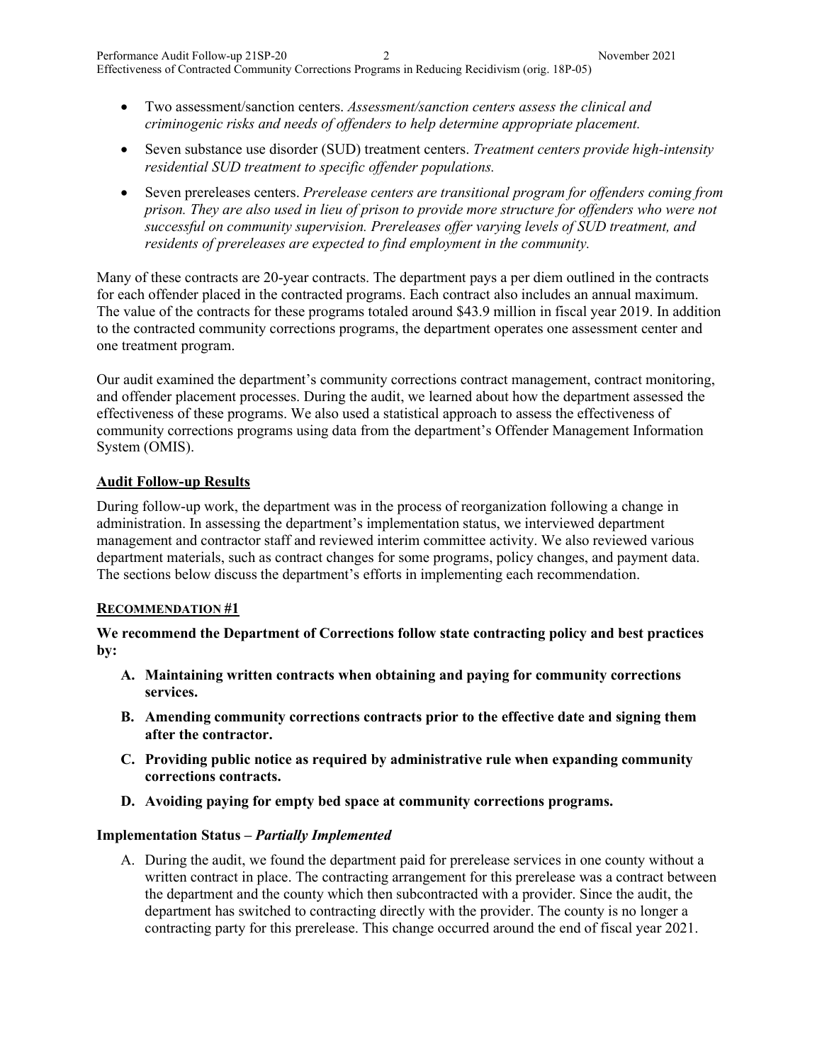- Two assessment/sanction centers. *Assessment/sanction centers assess the clinical and criminogenic risks and needs of offenders to help determine appropriate placement.*
- Seven substance use disorder (SUD) treatment centers. *Treatment centers provide high-intensity residential SUD treatment to specific offender populations.*
- Seven prereleases centers. *Prerelease centers are transitional program for offenders coming from prison. They are also used in lieu of prison to provide more structure for offenders who were not successful on community supervision. Prereleases offer varying levels of SUD treatment, and residents of prereleases are expected to find employment in the community.*

Many of these contracts are 20-year contracts. The department pays a per diem outlined in the contracts for each offender placed in the contracted programs. Each contract also includes an annual maximum. The value of the contracts for these programs totaled around $43.9 million in fiscal year 2019. In addition to the contracted community corrections programs, the department operates one assessment center and one treatment program.

Our audit examined the department's community corrections contract management, contract monitoring, and offender placement processes. During the audit, we learned about how the department assessed the effectiveness of these programs. We also used a statistical approach to assess the effectiveness of community corrections programs using data from the department's Offender Management Information System (OMIS).

## Audit Follow-up Results

During follow-up work, the department was in the process of reorganization following a change in administration. In assessing the department's implementation status, we interviewed department management and contractor staff and reviewed interim committee activity. We also reviewed various department materials, such as contract changes for some programs, policy changes, and payment data. The sections below discuss the department's efforts in implementing each recommendation.

### RECOMMENDATION #1

**We recommend the Department of Corrections follow state contracting policy and best practices by:**

**A. Maintaining written contracts when obtaining and paying for community corrections services.**

**B. Amending community corrections contracts prior to the effective date and signing them after the contractor.**

**C. Providing public notice as required by administrative rule when expanding community corrections contracts.**

**D. Avoiding paying for empty bed space at community corrections programs.**

#### Implementation Status – *Partially Implemented*

A. During the audit, we found the department paid for prerelease services in one county without a written contract in place. The contracting arrangement for this prerelease was a contract between the department and the county which then subcontracted with a provider. Since the audit, the department has switched to contracting directly with the provider. The county is no longer a contracting party for this prerelease. This change occurred around the end of fiscal year 2021.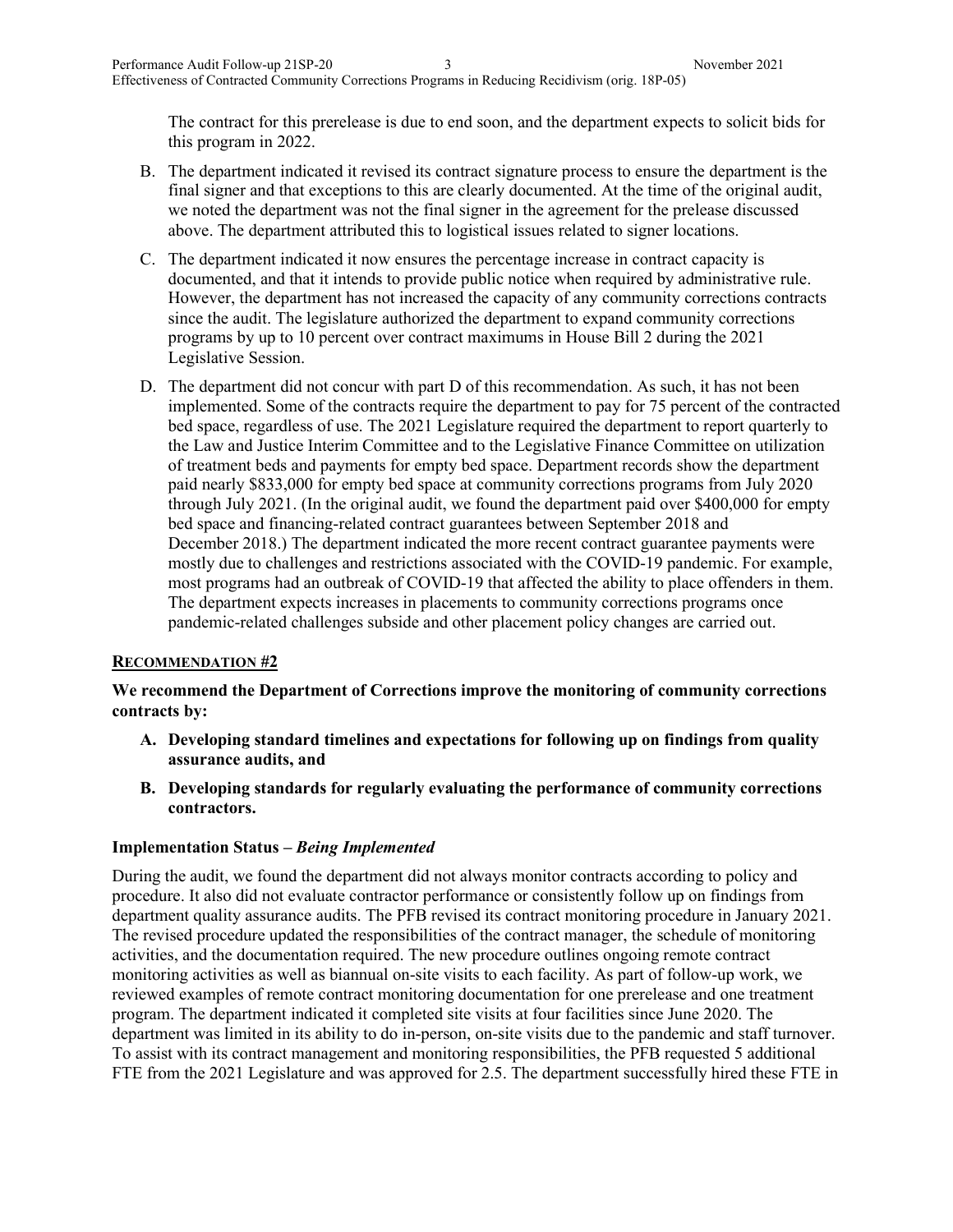The contract for this prerelease is due to end soon, and the department expects to solicit bids for this program in 2022.

B. The department indicated it revised its contract signature process to ensure the department is the final signer and that exceptions to this are clearly documented. At the time of the original audit, we noted the department was not the final signer in the agreement for the prelease discussed above. The department attributed this to logistical issues related to signer locations.

C. The department indicated it now ensures the percentage increase in contract capacity is documented, and that it intends to provide public notice when required by administrative rule. However, the department has not increased the capacity of any community corrections contracts since the audit. The legislature authorized the department to expand community corrections programs by up to 10 percent over contract maximums in House Bill 2 during the 2021 Legislative Session.

D. The department did not concur with part D of this recommendation. As such, it has not been implemented. Some of the contracts require the department to pay for 75 percent of the contracted bed space, regardless of use. The 2021 Legislature required the department to report quarterly to the Law and Justice Interim Committee and to the Legislative Finance Committee on utilization of treatment beds and payments for empty bed space. Department records show the department paid nearly $833,000 for empty bed space at community corrections programs from July 2020 through July 2021. (In the original audit, we found the department paid over $400,000 for empty bed space and financing-related contract guarantees between September 2018 and December 2018.) The department indicated the more recent contract guarantee payments were mostly due to challenges and restrictions associated with the COVID-19 pandemic. For example, most programs had an outbreak of COVID-19 that affected the ability to place offenders in them. The department expects increases in placements to community corrections programs once pandemic-related challenges subside and other placement policy changes are carried out.

## RECOMMENDATION #2

**We recommend the Department of Corrections improve the monitoring of community corrections contracts by:**

**A. Developing standard timelines and expectations for following up on findings from quality assurance audits, and**

**B. Developing standards for regularly evaluating the performance of community corrections contractors.**

### Implementation Status – *Being Implemented*

During the audit, we found the department did not always monitor contracts according to policy and procedure. It also did not evaluate contractor performance or consistently follow up on findings from department quality assurance audits. The PFB revised its contract monitoring procedure in January 2021. The revised procedure updated the responsibilities of the contract manager, the schedule of monitoring activities, and the documentation required. The new procedure outlines ongoing remote contract monitoring activities as well as biannual on-site visits to each facility. As part of follow-up work, we reviewed examples of remote contract monitoring documentation for one prerelease and one treatment program. The department indicated it completed site visits at four facilities since June 2020. The department was limited in its ability to do in-person, on-site visits due to the pandemic and staff turnover. To assist with its contract management and monitoring responsibilities, the PFB requested 5 additional FTE from the 2021 Legislature and was approved for 2.5. The department successfully hired these FTE in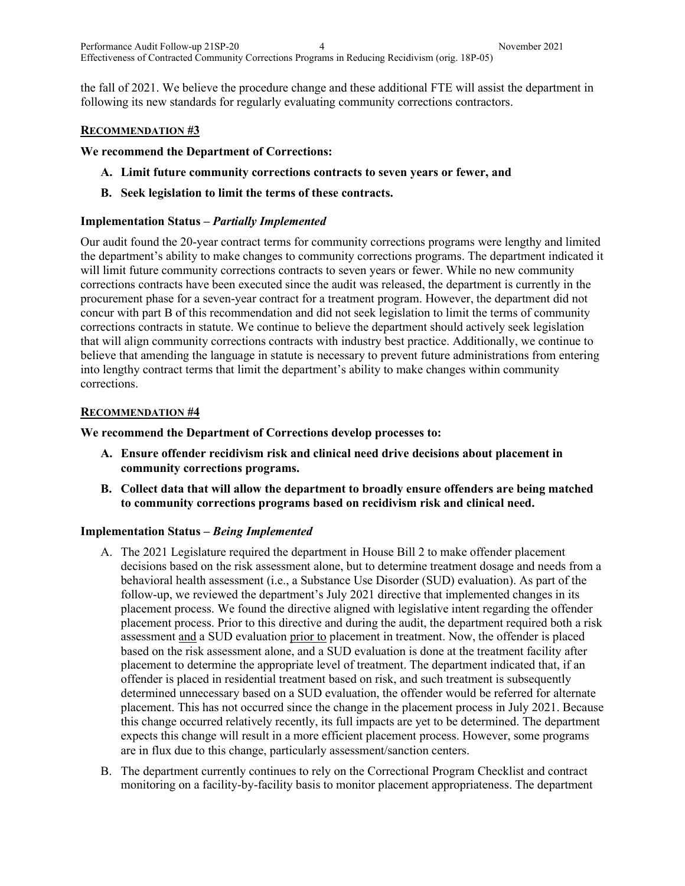the fall of 2021. We believe the procedure change and these additional FTE will assist the department in following its new standards for regularly evaluating community corrections contractors.

### RECOMMENDATION #3

**We recommend the Department of Corrections:**

- **A. Limit future community corrections contracts to seven years or fewer, and**
- **B. Seek legislation to limit the terms of these contracts.**

**Implementation Status – *Partially Implemented***

Our audit found the 20-year contract terms for community corrections programs were lengthy and limited the department's ability to make changes to community corrections programs. The department indicated it will limit future community corrections contracts to seven years or fewer. While no new community corrections contracts have been executed since the audit was released, the department is currently in the procurement phase for a seven-year contract for a treatment program. However, the department did not concur with part B of this recommendation and did not seek legislation to limit the terms of community corrections contracts in statute. We continue to believe the department should actively seek legislation that will align community corrections contracts with industry best practice. Additionally, we continue to believe that amending the language in statute is necessary to prevent future administrations from entering into lengthy contract terms that limit the department's ability to make changes within community corrections.

### RECOMMENDATION #4

**We recommend the Department of Corrections develop processes to:**

- **A. Ensure offender recidivism risk and clinical need drive decisions about placement in community corrections programs.**
- **B. Collect data that will allow the department to broadly ensure offenders are being matched to community corrections programs based on recidivism risk and clinical need.**

**Implementation Status – *Being Implemented***

A. The 2021 Legislature required the department in House Bill 2 to make offender placement decisions based on the risk assessment alone, but to determine treatment dosage and needs from a behavioral health assessment (i.e., a Substance Use Disorder (SUD) evaluation). As part of the follow-up, we reviewed the department's July 2021 directive that implemented changes in its placement process. We found the directive aligned with legislative intent regarding the offender placement process. Prior to this directive and during the audit, the department required both a risk assessment and a SUD evaluation prior to placement in treatment. Now, the offender is placed based on the risk assessment alone, and a SUD evaluation is done at the treatment facility after placement to determine the appropriate level of treatment. The department indicated that, if an offender is placed in residential treatment based on risk, and such treatment is subsequently determined unnecessary based on a SUD evaluation, the offender would be referred for alternate placement. This has not occurred since the change in the placement process in July 2021. Because this change occurred relatively recently, its full impacts are yet to be determined. The department expects this change will result in a more efficient placement process. However, some programs are in flux due to this change, particularly assessment/sanction centers.

B. The department currently continues to rely on the Correctional Program Checklist and contract monitoring on a facility-by-facility basis to monitor placement appropriateness. The department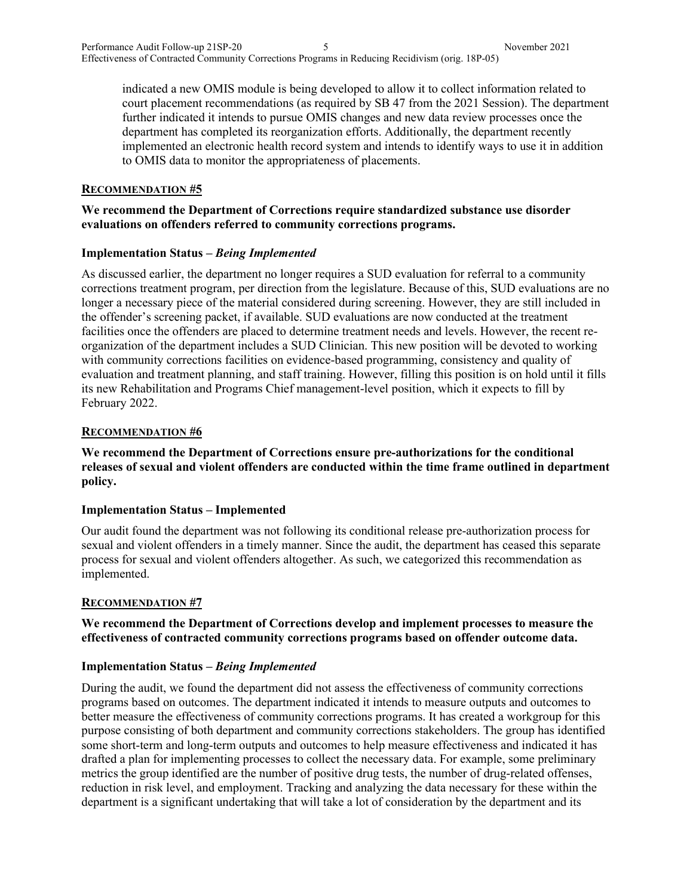indicated a new OMIS module is being developed to allow it to collect information related to court placement recommendations (as required by SB 47 from the 2021 Session). The department further indicated it intends to pursue OMIS changes and new data review processes once the department has completed its reorganization efforts. Additionally, the department recently implemented an electronic health record system and intends to identify ways to use it in addition to OMIS data to monitor the appropriateness of placements.

#### Recommendation #5

**We recommend the Department of Corrections require standardized substance use disorder evaluations on offenders referred to community corrections programs.**

**Implementation Status –** ***Being Implemented***

As discussed earlier, the department no longer requires a SUD evaluation for referral to a community corrections treatment program, per direction from the legislature. Because of this, SUD evaluations are no longer a necessary piece of the material considered during screening. However, they are still included in the offender's screening packet, if available. SUD evaluations are now conducted at the treatment facilities once the offenders are placed to determine treatment needs and levels. However, the recent re-organization of the department includes a SUD Clinician. This new position will be devoted to working with community corrections facilities on evidence-based programming, consistency and quality of evaluation and treatment planning, and staff training. However, filling this position is on hold until it fills its new Rehabilitation and Programs Chief management-level position, which it expects to fill by February 2022.

#### Recommendation #6

**We recommend the Department of Corrections ensure pre-authorizations for the conditional releases of sexual and violent offenders are conducted within the time frame outlined in department policy.**

**Implementation Status – Implemented**

Our audit found the department was not following its conditional release pre-authorization process for sexual and violent offenders in a timely manner. Since the audit, the department has ceased this separate process for sexual and violent offenders altogether. As such, we categorized this recommendation as implemented.

#### Recommendation #7

**We recommend the Department of Corrections develop and implement processes to measure the effectiveness of contracted community corrections programs based on offender outcome data.**

**Implementation Status –** ***Being Implemented***

During the audit, we found the department did not assess the effectiveness of community corrections programs based on outcomes. The department indicated it intends to measure outputs and outcomes to better measure the effectiveness of community corrections programs. It has created a workgroup for this purpose consisting of both department and community corrections stakeholders. The group has identified some short-term and long-term outputs and outcomes to help measure effectiveness and indicated it has drafted a plan for implementing processes to collect the necessary data. For example, some preliminary metrics the group identified are the number of positive drug tests, the number of drug-related offenses, reduction in risk level, and employment. Tracking and analyzing the data necessary for these within the department is a significant undertaking that will take a lot of consideration by the department and its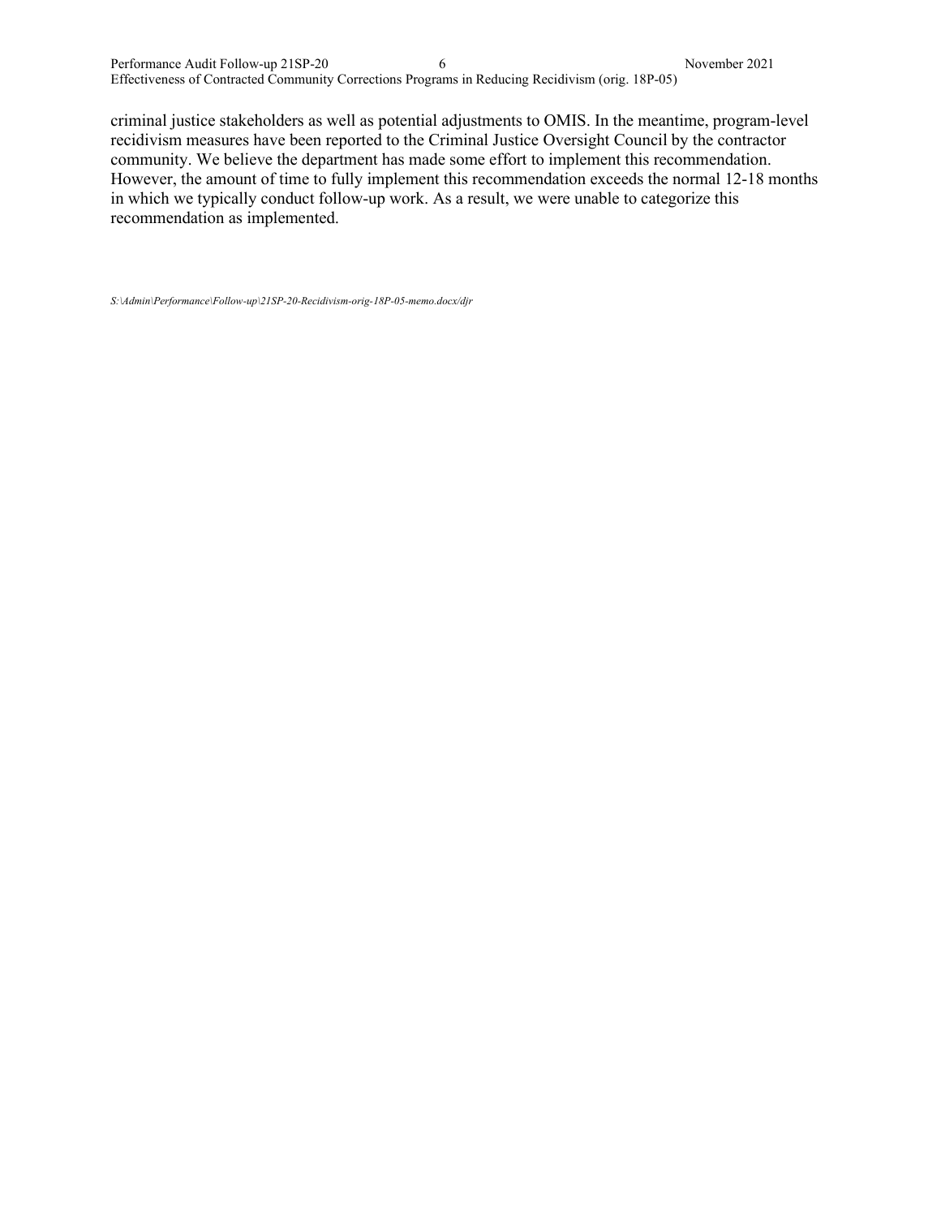criminal justice stakeholders as well as potential adjustments to OMIS. In the meantime, program-level recidivism measures have been reported to the Criminal Justice Oversight Council by the contractor community. We believe the department has made some effort to implement this recommendation. However, the amount of time to fully implement this recommendation exceeds the normal 12-18 months in which we typically conduct follow-up work. As a result, we were unable to categorize this recommendation as implemented.

*S:\Admin\Performance\Follow-up\21SP-20-Recidivism-orig-18P-05-memo.docx/djr*